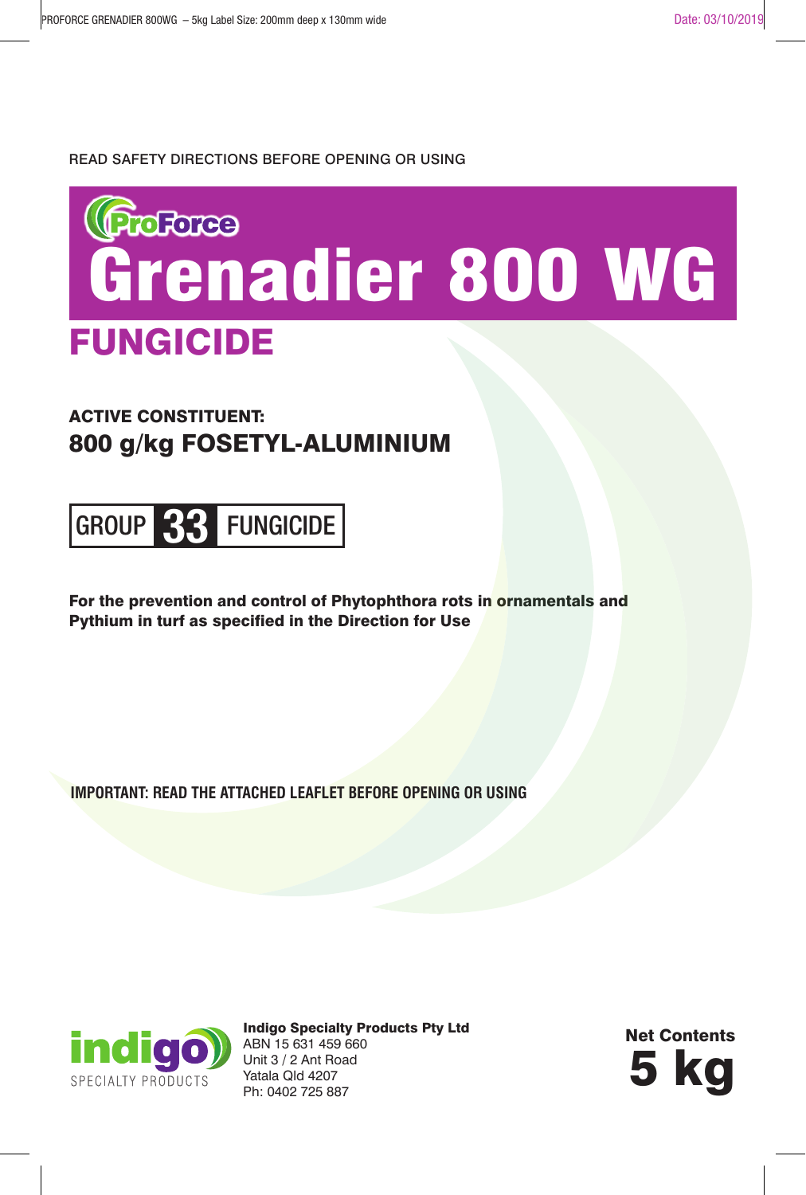READ SAFETY DIRECTIONS BEFORE OPENING OR USING

ProForce

# Grenadier 800 WG

## FUNGICIDE

**ACTIVE CONSTITUENT:**
**800 g/kg FOSETYL-ALUMINIUM**

**GROUP 33 FUNGICIDE**

**For the prevention and control of Phytophthora rots in ornamentals and Pythium in turf as specified in the Direction for Use**

**IMPORTANT: READ THE ATTACHED LEAFLET BEFORE OPENING OR USING**

indigo SPECIALTY PRODUCTS

**Indigo Specialty Products Pty Ltd**
ABN 15 631 459 660
Unit 3 / 2 Ant Road
Yatala Qld 4207
Ph: 0402 725 887

**Net Contents**
**5 kg**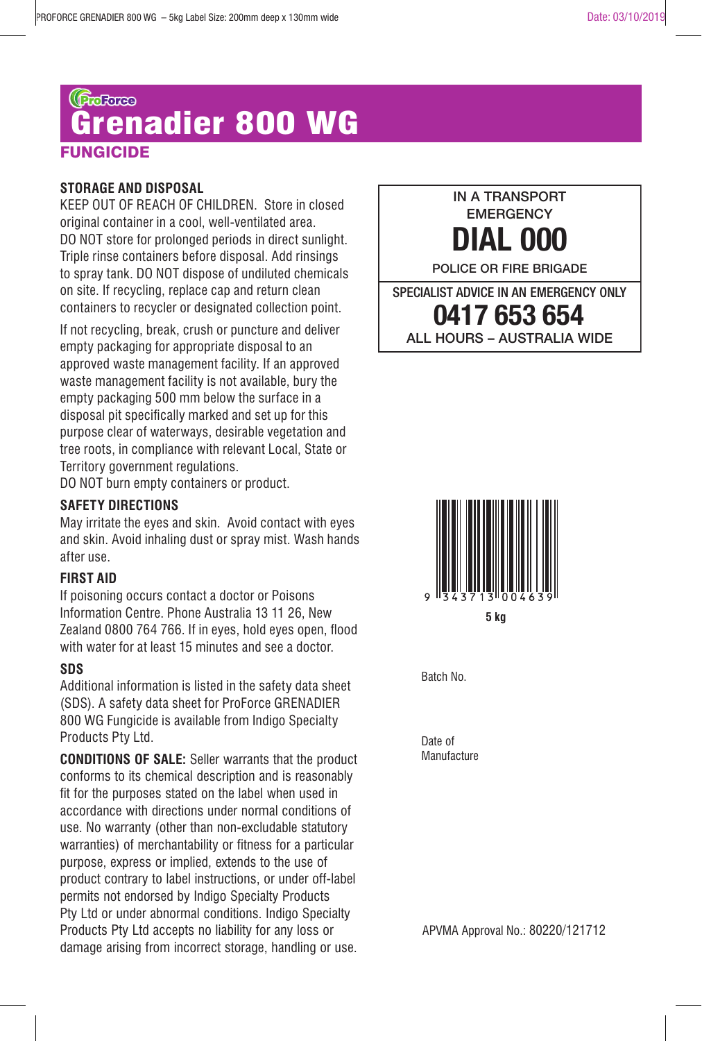ProForce

# Grenadier 800 WG

## FUNGICIDE

### STORAGE AND DISPOSAL

KEEP OUT OF REACH OF CHILDREN. Store in closed original container in a cool, well-ventilated area. DO NOT store for prolonged periods in direct sunlight. Triple rinse containers before disposal. Add rinsings to spray tank. DO NOT dispose of undiluted chemicals on site. If recycling, replace cap and return clean containers to recycler or designated collection point.

If not recycling, break, crush or puncture and deliver empty packaging for appropriate disposal to an approved waste management facility. If an approved waste management facility is not available, bury the empty packaging 500 mm below the surface in a disposal pit specifically marked and set up for this purpose clear of waterways, desirable vegetation and tree roots, in compliance with relevant Local, State or Territory government regulations.
DO NOT burn empty containers or product.

### SAFETY DIRECTIONS

May irritate the eyes and skin. Avoid contact with eyes and skin. Avoid inhaling dust or spray mist. Wash hands after use.

### FIRST AID

If poisoning occurs contact a doctor or Poisons Information Centre. Phone Australia 13 11 26, New Zealand 0800 764 766. If in eyes, hold eyes open, flood with water for at least 15 minutes and see a doctor.

### SDS

Additional information is listed in the safety data sheet (SDS). A safety data sheet for ProForce GRENADIER 800 WG Fungicide is available from Indigo Specialty Products Pty Ltd.

**CONDITIONS OF SALE:** Seller warrants that the product conforms to its chemical description and is reasonably fit for the purposes stated on the label when used in accordance with directions under normal conditions of use. No warranty (other than non-excludable statutory warranties) of merchantability or fitness for a particular purpose, express or implied, extends to the use of product contrary to label instructions, or under off-label permits not endorsed by Indigo Specialty Products Pty Ltd or under abnormal conditions. Indigo Specialty Products Pty Ltd accepts no liability for any loss or damage arising from incorrect storage, handling or use.

IN A TRANSPORT EMERGENCY
**DIAL 000**
POLICE OR FIRE BRIGADE

SPECIALIST ADVICE IN AN EMERGENCY ONLY
**0417 653 654**
ALL HOURS – AUSTRALIA WIDE

9 343713 004639

**5 kg**

Batch No.

Date of Manufacture

APVMA Approval No.: 80220/121712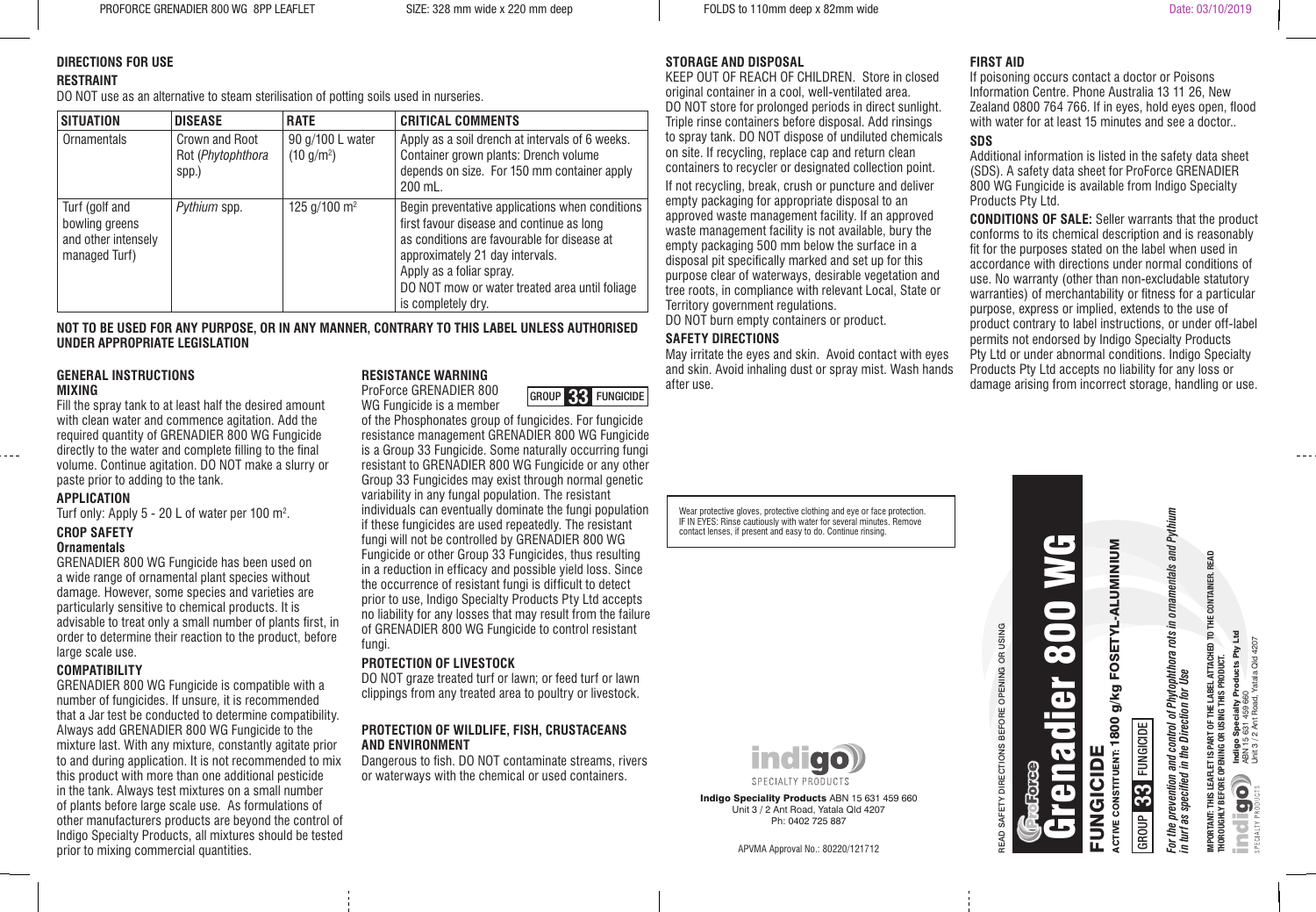## DIRECTIONS FOR USE

### RESTRAINT

DO NOT use as an alternative to steam sterilisation of potting soils used in nurseries.

| SITUATION | DISEASE | RATE | CRITICAL COMMENTS |
| --- | --- | --- | --- |
| Ornamentals | Crown and Root Rot (*Phytophthora* spp.) | 90 g/100 L water (10 g/m²) | Apply as a soil drench at intervals of 6 weeks. Container grown plants: Drench volume depends on size. For 150 mm container apply 200 mL. |
| Turf (golf and bowling greens and other intensely managed Turf) | *Pythium* spp. | 125 g/100 m² | Begin preventative applications when conditions first favour disease and continue as long as conditions are favourable for disease at approximately 21 day intervals. Apply as a foliar spray. DO NOT mow or water treated area until foliage is completely dry. |

**NOT TO BE USED FOR ANY PURPOSE, OR IN ANY MANNER, CONTRARY TO THIS LABEL UNLESS AUTHORISED UNDER APPROPRIATE LEGISLATION**

### GENERAL INSTRUCTIONS

#### MIXING

Fill the spray tank to at least half the desired amount with clean water and commence agitation. Add the required quantity of GRENADIER 800 WG Fungicide directly to the water and complete filling to the final volume. Continue agitation. DO NOT make a slurry or paste prior to adding to the tank.

#### APPLICATION

Turf only: Apply 5 - 20 L of water per 100 m².

#### CROP SAFETY

**Ornamentals**

GRENADIER 800 WG Fungicide has been used on a wide range of ornamental plant species without damage. However, some species and varieties are particularly sensitive to chemical products. It is advisable to treat only a small number of plants first, in order to determine their reaction to the product, before large scale use.

#### COMPATIBILITY

GRENADIER 800 WG Fungicide is compatible with a number of fungicides. If unsure, it is recommended that a Jar test be conducted to determine compatibility. Always add GRENADIER 800 WG Fungicide to the mixture last. With any mixture, constantly agitate prior to and during application. It is not recommended to mix this product with more than one additional pesticide in the tank. Always test mixtures on a small number of plants before large scale use. As formulations of other manufacturers products are beyond the control of Indigo Specialty Products, all mixtures should be tested prior to mixing commercial quantities.

### RESISTANCE WARNING

GROUP 33 FUNGICIDE

ProForce GRENADIER 800 WG Fungicide is a member of the Phosphonates group of fungicides. For fungicide resistance management GRENADIER 800 WG Fungicide is a Group 33 Fungicide. Some naturally occurring fungi resistant to GRENADIER 800 WG Fungicide or any other Group 33 Fungicides may exist through normal genetic variability in any fungal population. The resistant individuals can eventually dominate the fungi population if these fungicides are used repeatedly. The resistant fungi will not be controlled by GRENADIER 800 WG Fungicide or other Group 33 Fungicides, thus resulting in a reduction in efficacy and possible yield loss. Since the occurrence of resistant fungi is difficult to detect prior to use, Indigo Specialty Products Pty Ltd accepts no liability for any losses that may result from the failure of GRENADIER 800 WG Fungicide to control resistant fungi.

### PROTECTION OF LIVESTOCK

DO NOT graze treated turf or lawn; or feed turf or lawn clippings from any treated area to poultry or livestock.

### PROTECTION OF WILDLIFE, FISH, CRUSTACEANS AND ENVIRONMENT

Dangerous to fish. DO NOT contaminate streams, rivers or waterways with the chemical or used containers.

### STORAGE AND DISPOSAL

KEEP OUT OF REACH OF CHILDREN. Store in closed original container in a cool, well-ventilated area. DO NOT store for prolonged periods in direct sunlight. Triple rinse containers before disposal. Add rinsings to spray tank. DO NOT dispose of undiluted chemicals on site. If recycling, replace cap and return clean containers to recycler or designated collection point.

If not recycling, break, crush or puncture and deliver empty packaging for appropriate disposal to an approved waste management facility. If an approved waste management facility is not available, bury the empty packaging 500 mm below the surface in a disposal pit specifically marked and set up for this purpose clear of waterways, desirable vegetation and tree roots, in compliance with relevant Local, State or Territory government regulations.

DO NOT burn empty containers or product.

### SAFETY DIRECTIONS

May irritate the eyes and skin. Avoid contact with eyes and skin. Avoid inhaling dust or spray mist. Wash hands after use.

Wear protective gloves, protective clothing and eye or face protection. IF IN EYES: Rinse cautiously with water for several minutes. Remove contact lenses, if present and easy to do. Continue rinsing.

indigo SPECIALTY PRODUCTS

**Indigo Speciality Products** ABN 15 631 459 660
Unit 3 / 2 Ant Road, Yatala Qld 4207
Ph: 0402 725 887

APVMA Approval No.: 80220/121712

### FIRST AID

If poisoning occurs contact a doctor or Poisons Information Centre. Phone Australia 13 11 26, New Zealand 0800 764 766. If in eyes, hold eyes open, flood with water for at least 15 minutes and see a doctor..

### SDS

Additional information is listed in the safety data sheet (SDS). A safety data sheet for ProForce GRENADIER 800 WG Fungicide is available from Indigo Specialty Products Pty Ltd.

**CONDITIONS OF SALE:** Seller warrants that the product conforms to its chemical description and is reasonably fit for the purposes stated on the label when used in accordance with directions under normal conditions of use. No warranty (other than non-excludable statutory warranties) of merchantability or fitness for a particular purpose, express or implied, extends to the use of product contrary to label instructions, or under off-label permits not endorsed by Indigo Specialty Products Pty Ltd or under abnormal conditions. Indigo Specialty Products Pty Ltd accepts no liability for any loss or damage arising from incorrect storage, handling or use.

READ SAFETY DIRECTIONS BEFORE OPENING OR USING

ProForce

# Grenadier 800 WG

## FUNGICIDE

**ACTIVE CONSTITUENT: 1800 g/kg FOSETYL-ALUMINIUM**

GROUP 33 FUNGICIDE

***For the prevention and control of Phytophthora rots in ornamentals and Pythium in turf as specified in the Direction for Use***

**IMPORTANT: THIS LEAFLET IS PART OF THE LABEL ATTACHED TO THE CONTAINER. READ THOROUGHLY BEFORE OPENING OR USING THIS PRODUCT.**

indigo SPECIALTY PRODUCTS
**Indigo Specialty Products Pty Ltd**
ABN 15 631 459 660
Unit 3 / 2 Ant Road, Yatala Qld 4207